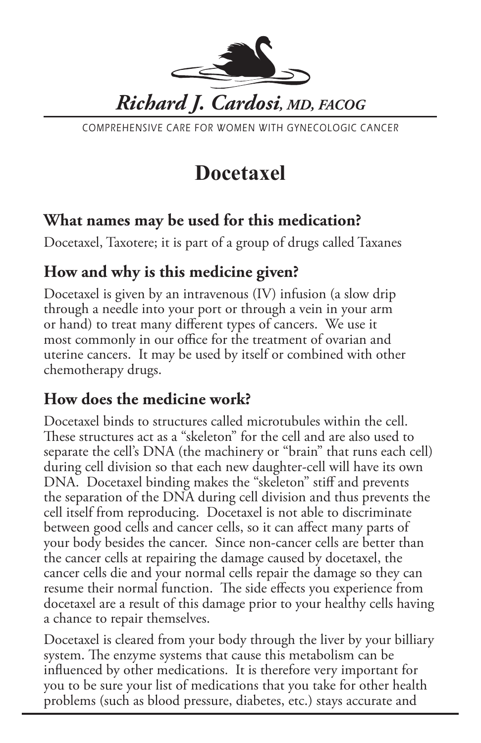*Richard J. Cardosi, MD, FACOG*

COMPREHENSIVE CARE FOR WOMEN WITH GYNECOLOGIC CANCER

# Docetaxel

## What names may be used for this medication?

Docetaxel, Taxotere; it is part of a group of drugs called Taxanes

## How and why is this medicine given?

Docetaxel is given by an intravenous (IV) infusion (a slow drip through a needle into your port or through a vein in your arm or hand) to treat many different types of cancers. We use it most commonly in our office for the treatment of ovarian and uterine cancers. It may be used by itself or combined with other chemotherapy drugs.

## How does the medicine work?

Docetaxel binds to structures called microtubules within the cell. These structures act as a "skeleton" for the cell and are also used to separate the cell's DNA (the machinery or "brain" that runs each cell) during cell division so that each new daughter-cell will have its own DNA. Docetaxel binding makes the "skeleton" stiff and prevents the separation of the DNA during cell division and thus prevents the cell itself from reproducing. Docetaxel is not able to discriminate between good cells and cancer cells, so it can affect many parts of your body besides the cancer. Since non-cancer cells are better than the cancer cells at repairing the damage caused by docetaxel, the cancer cells die and your normal cells repair the damage so they can resume their normal function. The side effects you experience from docetaxel are a result of this damage prior to your healthy cells having a chance to repair themselves.

Docetaxel is cleared from your body through the liver by your billiary system. The enzyme systems that cause this metabolism can be influenced by other medications. It is therefore very important for you to be sure your list of medications that you take for other health problems (such as blood pressure, diabetes, etc.) stays accurate and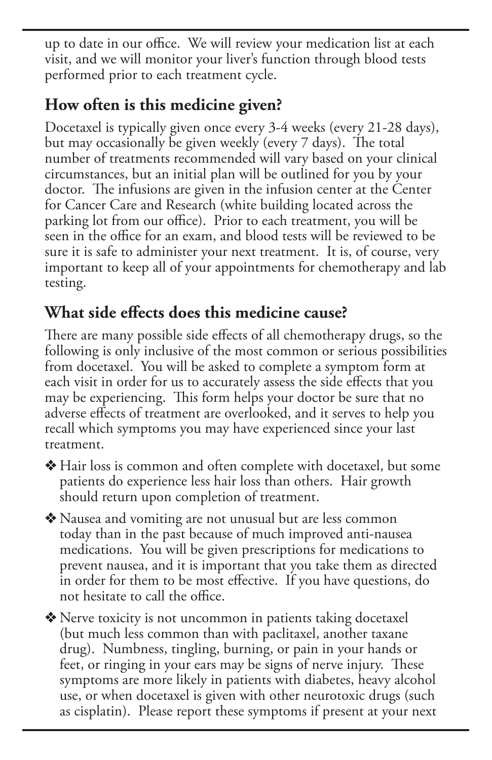up to date in our office. We will review your medication list at each visit, and we will monitor your liver's function through blood tests performed prior to each treatment cycle.

## How often is this medicine given?

Docetaxel is typically given once every 3-4 weeks (every 21-28 days), but may occasionally be given weekly (every 7 days). The total number of treatments recommended will vary based on your clinical circumstances, but an initial plan will be outlined for you by your doctor. The infusions are given in the infusion center at the Center for Cancer Care and Research (white building located across the parking lot from our office). Prior to each treatment, you will be seen in the office for an exam, and blood tests will be reviewed to be sure it is safe to administer your next treatment. It is, of course, very important to keep all of your appointments for chemotherapy and lab testing.

## What side effects does this medicine cause?

There are many possible side effects of all chemotherapy drugs, so the following is only inclusive of the most common or serious possibilities from docetaxel. You will be asked to complete a symptom form at each visit in order for us to accurately assess the side effects that you may be experiencing. This form helps your doctor be sure that no adverse effects of treatment are overlooked, and it serves to help you recall which symptoms you may have experienced since your last treatment.

- ❖ Hair loss is common and often complete with docetaxel, but some patients do experience less hair loss than others. Hair growth should return upon completion of treatment.
- ❖ Nausea and vomiting are not unusual but are less common today than in the past because of much improved anti-nausea medications. You will be given prescriptions for medications to prevent nausea, and it is important that you take them as directed in order for them to be most effective. If you have questions, do not hesitate to call the office.
- ❖ Nerve toxicity is not uncommon in patients taking docetaxel (but much less common than with paclitaxel, another taxane drug). Numbness, tingling, burning, or pain in your hands or feet, or ringing in your ears may be signs of nerve injury. These symptoms are more likely in patients with diabetes, heavy alcohol use, or when docetaxel is given with other neurotoxic drugs (such as cisplatin). Please report these symptoms if present at your next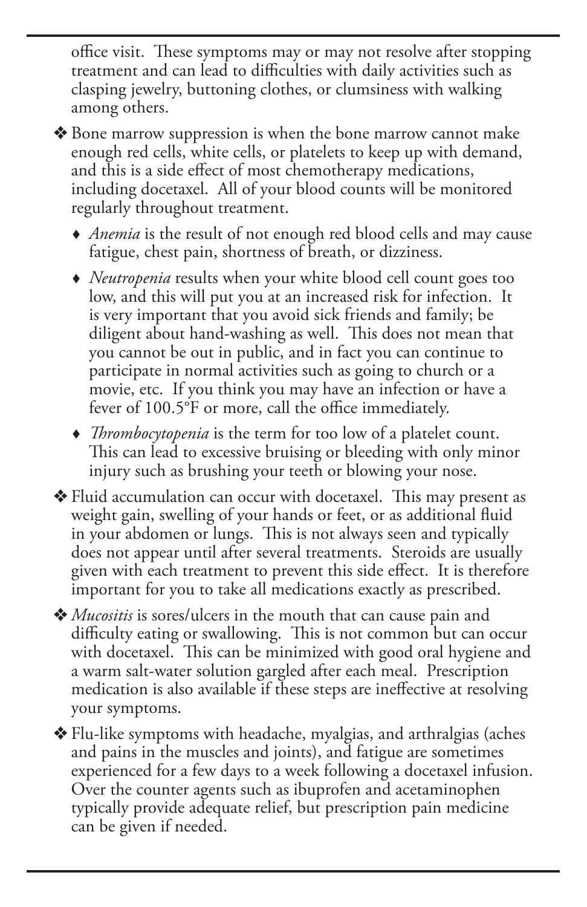office visit. These symptoms may or may not resolve after stopping treatment and can lead to difficulties with daily activities such as clasping jewelry, buttoning clothes, or clumsiness with walking among others.

- Bone marrow suppression is when the bone marrow cannot make enough red cells, white cells, or platelets to keep up with demand, and this is a side effect of most chemotherapy medications, including docetaxel. All of your blood counts will be monitored regularly throughout treatment.
  - *Anemia* is the result of not enough red blood cells and may cause fatigue, chest pain, shortness of breath, or dizziness.
  - *Neutropenia* results when your white blood cell count goes too low, and this will put you at an increased risk for infection. It is very important that you avoid sick friends and family; be diligent about hand-washing as well. This does not mean that you cannot be out in public, and in fact you can continue to participate in normal activities such as going to church or a movie, etc. If you think you may have an infection or have a fever of 100.5°F or more, call the office immediately.
  - *Thrombocytopenia* is the term for too low of a platelet count. This can lead to excessive bruising or bleeding with only minor injury such as brushing your teeth or blowing your nose.
- Fluid accumulation can occur with docetaxel. This may present as weight gain, swelling of your hands or feet, or as additional fluid in your abdomen or lungs. This is not always seen and typically does not appear until after several treatments. Steroids are usually given with each treatment to prevent this side effect. It is therefore important for you to take all medications exactly as prescribed.
- *Mucositis* is sores/ulcers in the mouth that can cause pain and difficulty eating or swallowing. This is not common but can occur with docetaxel. This can be minimized with good oral hygiene and a warm salt-water solution gargled after each meal. Prescription medication is also available if these steps are ineffective at resolving your symptoms.
- Flu-like symptoms with headache, myalgias, and arthralgias (aches and pains in the muscles and joints), and fatigue are sometimes experienced for a few days to a week following a docetaxel infusion. Over the counter agents such as ibuprofen and acetaminophen typically provide adequate relief, but prescription pain medicine can be given if needed.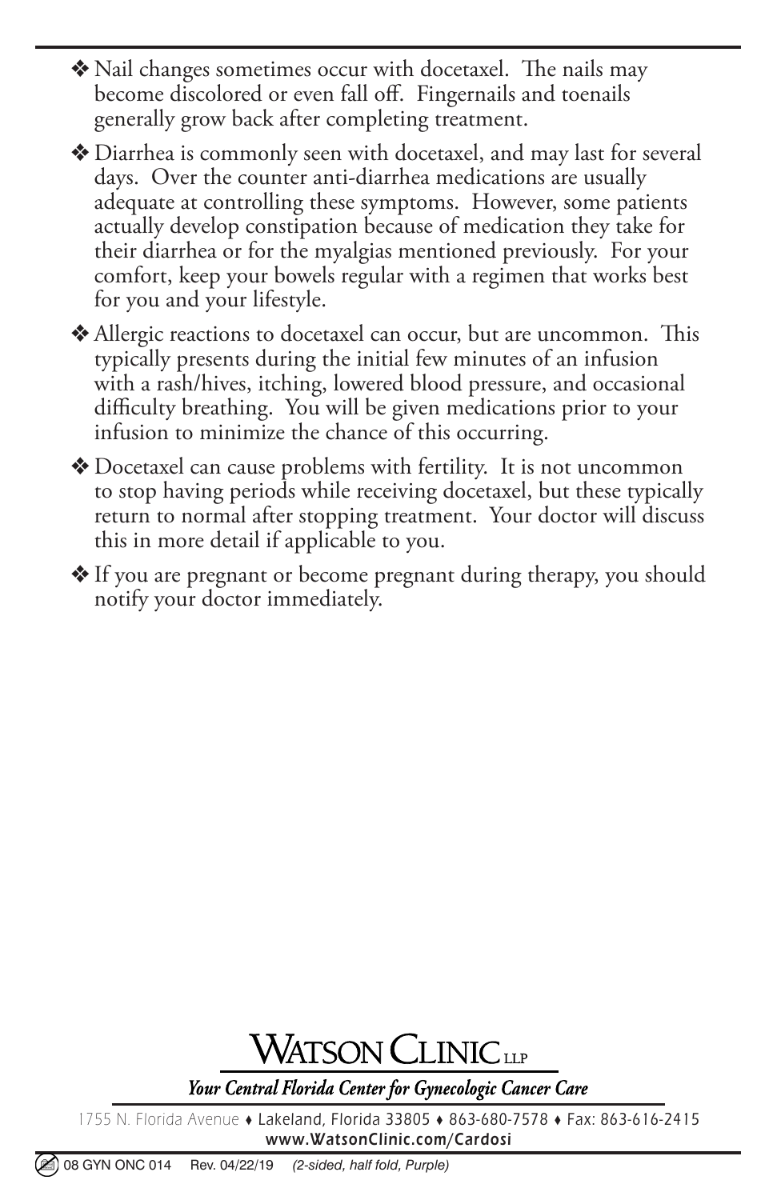- ❖ Nail changes sometimes occur with docetaxel. The nails may become discolored or even fall off. Fingernails and toenails generally grow back after completing treatment.
- ❖ Diarrhea is commonly seen with docetaxel, and may last for several days. Over the counter anti-diarrhea medications are usually adequate at controlling these symptoms. However, some patients actually develop constipation because of medication they take for their diarrhea or for the myalgias mentioned previously. For your comfort, keep your bowels regular with a regimen that works best for you and your lifestyle.
- ❖ Allergic reactions to docetaxel can occur, but are uncommon. This typically presents during the initial few minutes of an infusion with a rash/hives, itching, lowered blood pressure, and occasional difficulty breathing. You will be given medications prior to your infusion to minimize the chance of this occurring.
- ❖ Docetaxel can cause problems with fertility. It is not uncommon to stop having periods while receiving docetaxel, but these typically return to normal after stopping treatment. Your doctor will discuss this in more detail if applicable to you.
- ❖ If you are pregnant or become pregnant during therapy, you should notify your doctor immediately.

WATSON CLINIC LLP

*Your Central Florida Center for Gynecologic Cancer Care*

1755 N. Florida Avenue ♦ Lakeland, Florida 33805 ♦ 863-680-7578 ♦ Fax: 863-616-2415
**www.WatsonClinic.com/Cardosi**

08 GYN ONC 014 Rev. 04/22/19 *(2-sided, half fold, Purple)*